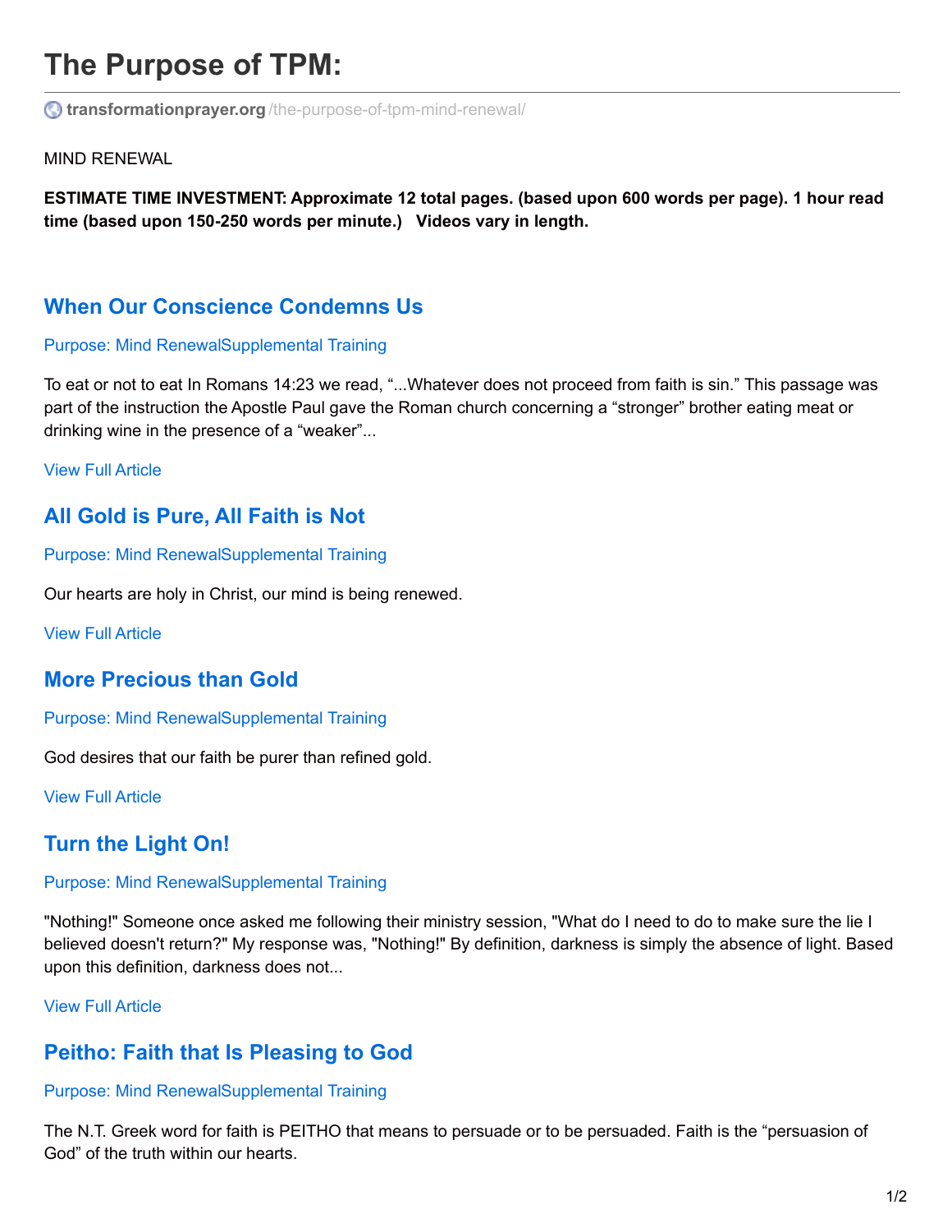# The Purpose of TPM:

transformationprayer.org/the-purpose-of-tpm-mind-renewal/

MIND RENEWAL

**ESTIMATE TIME INVESTMENT: Approximate 12 total pages. (based upon 600 words per page). 1 hour read time (based upon 150-250 words per minute.)   Videos vary in length.**

## When Our Conscience Condemns Us

Purpose: Mind RenewalSupplemental Training

To eat or not to eat In Romans 14:23 we read, "...Whatever does not proceed from faith is sin." This passage was part of the instruction the Apostle Paul gave the Roman church concerning a "stronger" brother eating meat or drinking wine in the presence of a "weaker"...

View Full Article

## All Gold is Pure, All Faith is Not

Purpose: Mind RenewalSupplemental Training

Our hearts are holy in Christ, our mind is being renewed.

View Full Article

## More Precious than Gold

Purpose: Mind RenewalSupplemental Training

God desires that our faith be purer than refined gold.

View Full Article

## Turn the Light On!

Purpose: Mind RenewalSupplemental Training

"Nothing!" Someone once asked me following their ministry session, "What do I need to do to make sure the lie I believed doesn't return?" My response was, "Nothing!" By definition, darkness is simply the absence of light. Based upon this definition, darkness does not...

View Full Article

## Peitho: Faith that Is Pleasing to God

Purpose: Mind RenewalSupplemental Training

The N.T. Greek word for faith is PEITHO that means to persuade or to be persuaded. Faith is the "persuasion of God" of the truth within our hearts.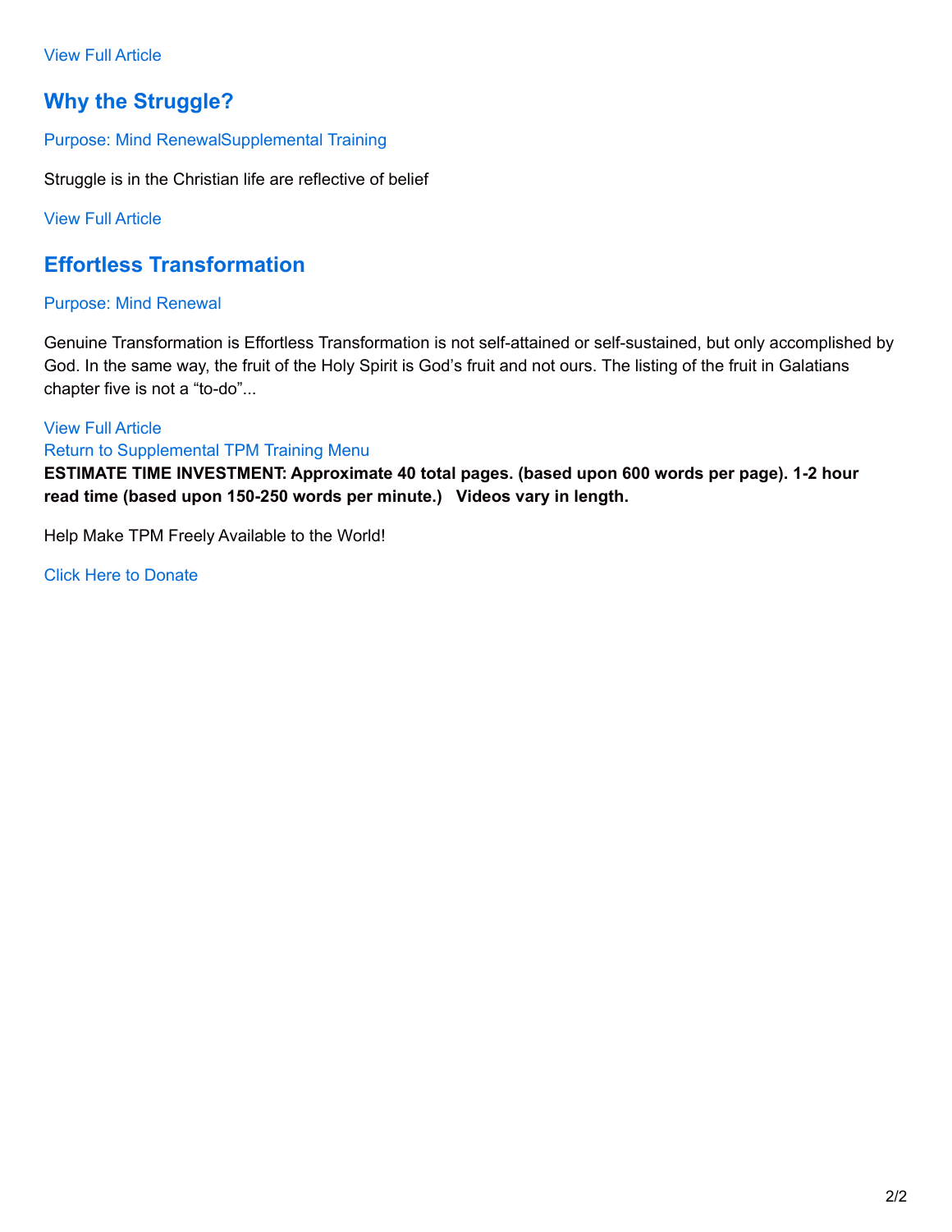View Full Article

## Why the Struggle?

Purpose: Mind RenewalSupplemental Training

Struggle is in the Christian life are reflective of belief

View Full Article

## Effortless Transformation

Purpose: Mind Renewal

Genuine Transformation is Effortless Transformation is not self-attained or self-sustained, but only accomplished by God. In the same way, the fruit of the Holy Spirit is God's fruit and not ours. The listing of the fruit in Galatians chapter five is not a "to-do"...

View Full Article
Return to Supplemental TPM Training Menu
**ESTIMATE TIME INVESTMENT: Approximate 40 total pages. (based upon 600 words per page). 1-2 hour read time (based upon 150-250 words per minute.)   Videos vary in length.**

Help Make TPM Freely Available to the World!

Click Here to Donate